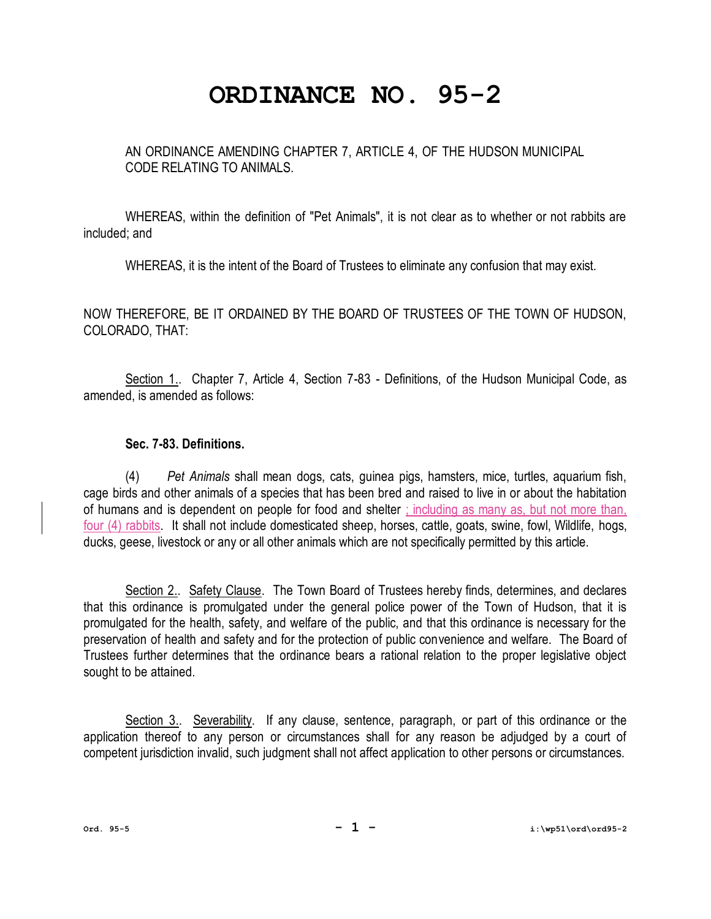# ORDINANCE NO. 95-2

AN ORDINANCE AMENDING CHAPTER 7, ARTICLE 4, OF THE HUDSON MUNICIPAL CODE RELATING TO ANIMALS.

WHEREAS, within the definition of "Pet Animals", it is not clear as to whether or not rabbits are included; and

WHEREAS, it is the intent of the Board of Trustees to eliminate any confusion that may exist.

NOW THEREFORE, BE IT ORDAINED BY THE BOARD OF TRUSTEES OF THE TOWN OF HUDSON, COLORADO, THAT:

Section 1.. Chapter 7, Article 4, Section 7-83 - Definitions, of the Hudson Municipal Code, as amended, is amended as follows:

**Sec. 7-83. Definitions.**

(4) *Pet Animals* shall mean dogs, cats, guinea pigs, hamsters, mice, turtles, aquarium fish, cage birds and other animals of a species that has been bred and raised to live in or about the habitation of humans and is dependent on people for food and shelter ; including as many as, but not more than, four (4) rabbits. It shall not include domesticated sheep, horses, cattle, goats, swine, fowl, Wildlife, hogs, ducks, geese, livestock or any or all other animals which are not specifically permitted by this article.

Section 2.. Safety Clause. The Town Board of Trustees hereby finds, determines, and declares that this ordinance is promulgated under the general police power of the Town of Hudson, that it is promulgated for the health, safety, and welfare of the public, and that this ordinance is necessary for the preservation of health and safety and for the protection of public convenience and welfare. The Board of Trustees further determines that the ordinance bears a rational relation to the proper legislative object sought to be attained.

Section 3.. Severability. If any clause, sentence, paragraph, or part of this ordinance or the application thereof to any person or circumstances shall for any reason be adjudged by a court of competent jurisdiction invalid, such judgment shall not affect application to other persons or circumstances.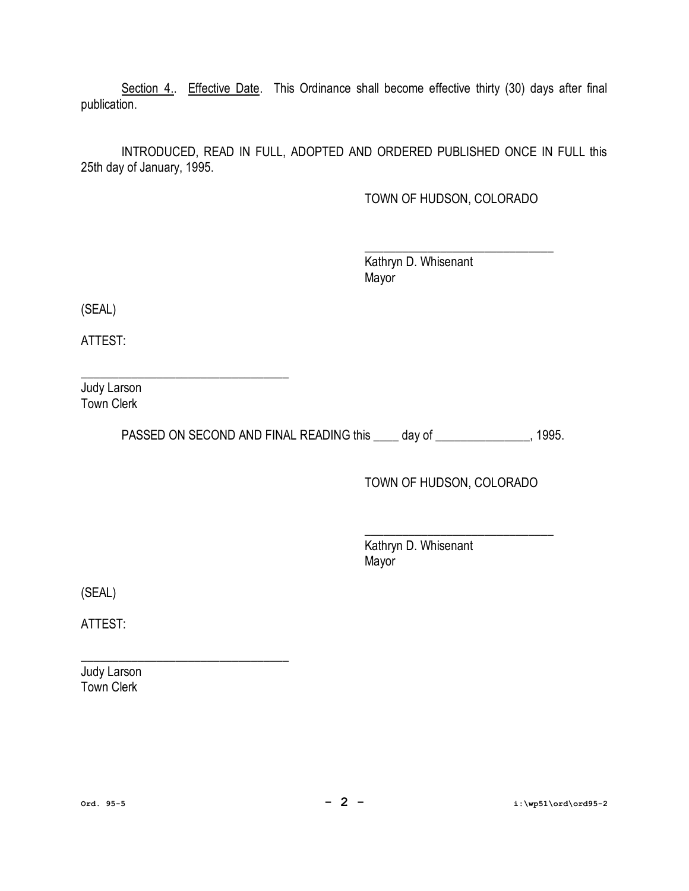Section 4.. Effective Date. This Ordinance shall become effective thirty (30) days after final publication.

INTRODUCED, READ IN FULL, ADOPTED AND ORDERED PUBLISHED ONCE IN FULL this 25th day of January, 1995.

TOWN OF HUDSON, COLORADO

\_\_\_\_\_\_\_\_\_\_\_\_\_\_\_\_\_\_\_\_\_\_\_\_\_\_\_\_\_\_\_\_

Kathryn D. Whisenant
Mayor

(SEAL)

ATTEST:

\_\_\_\_\_\_\_\_\_\_\_\_\_\_\_\_\_\_\_\_\_\_\_\_\_\_\_\_\_\_\_\_

Judy Larson
Town Clerk

PASSED ON SECOND AND FINAL READING this \_\_\_\_ day of \_\_\_\_\_\_\_\_\_\_\_\_\_\_\_, 1995.

TOWN OF HUDSON, COLORADO

\_\_\_\_\_\_\_\_\_\_\_\_\_\_\_\_\_\_\_\_\_\_\_\_\_\_\_\_\_\_\_\_

Kathryn D. Whisenant
Mayor

(SEAL)

ATTEST:

\_\_\_\_\_\_\_\_\_\_\_\_\_\_\_\_\_\_\_\_\_\_\_\_\_\_\_\_\_\_\_\_

Judy Larson
Town Clerk